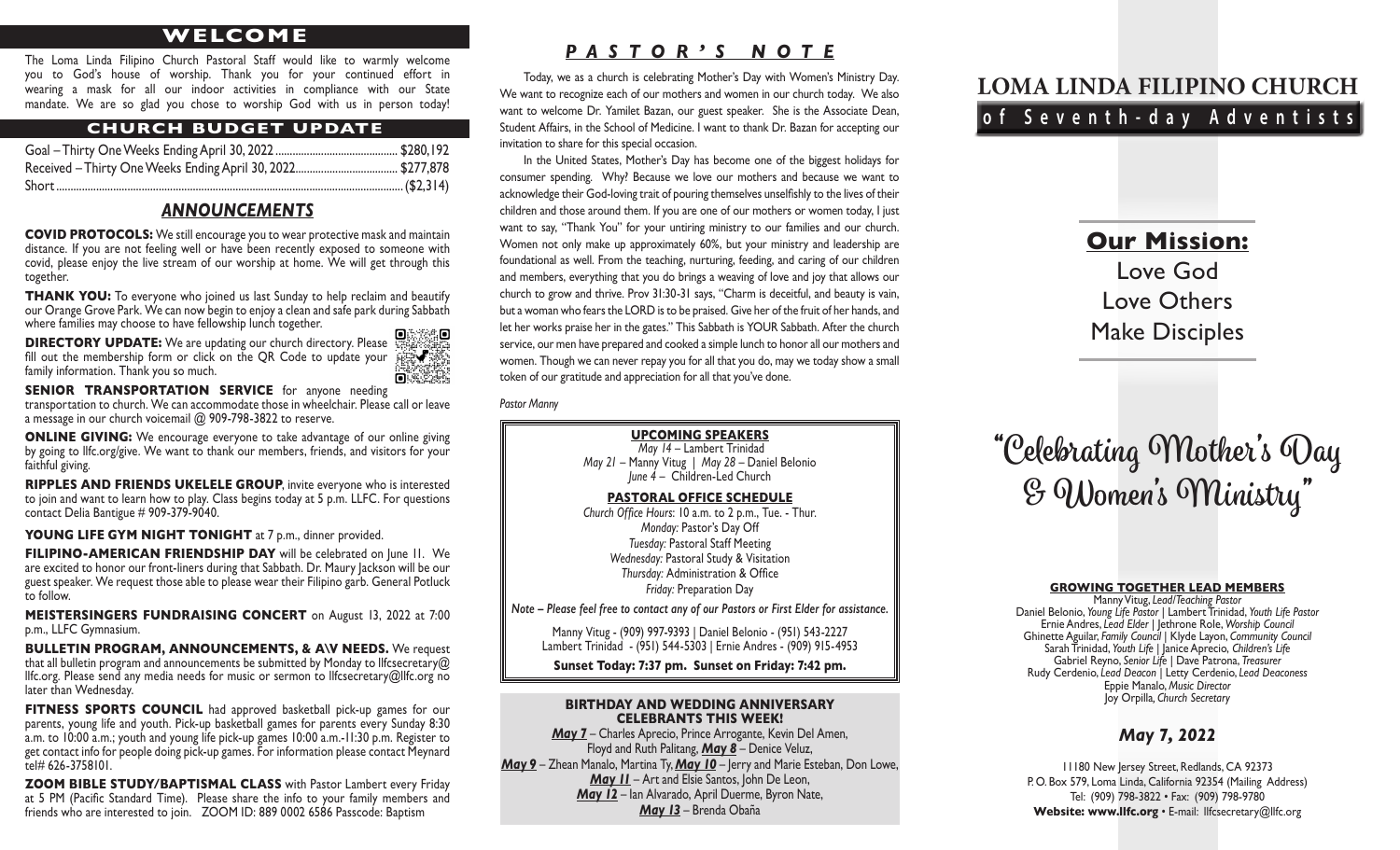## WELCOME

The Loma Linda Filipino Church Pastoral Staff would like to warmly welcome you to God's house of worship. Thank you for your continued effort in wearing a mask for all our indoor activities in compliance with our State mandate. We are so glad you chose to worship God with us in person today!

## CHURCH BUDGET UPDATE

| | |
|---|---|
| Goal – Thirty One Weeks Ending April 30, 2022 | $280,192 |
| Received – Thirty One Weeks Ending April 30, 2022 | $277,878 |
| Short | ($2,314) |

## *ANNOUNCEMENTS*

**COVID PROTOCOLS:** We still encourage you to wear protective mask and maintain distance. If you are not feeling well or have been recently exposed to someone with covid, please enjoy the live stream of our worship at home. We will get through this together.

**THANK YOU:** To everyone who joined us last Sunday to help reclaim and beautify our Orange Grove Park. We can now begin to enjoy a clean and safe park during Sabbath where families may choose to have fellowship lunch together.

**DIRECTORY UPDATE:** We are updating our church directory. Please fill out the membership form or click on the QR Code to update your family information. Thank you so much.

**SENIOR TRANSPORTATION SERVICE** for anyone needing transportation to church. We can accommodate those in wheelchair. Please call or leave a message in our church voicemail @ 909-798-3822 to reserve.

**ONLINE GIVING:** We encourage everyone to take advantage of our online giving by going to llfc.org/give. We want to thank our members, friends, and visitors for your faithful giving.

**RIPPLES AND FRIENDS UKELELE GROUP**, invite everyone who is interested to join and want to learn how to play. Class begins today at 5 p.m. LLFC. For questions contact Delia Bantigue # 909-379-9040.

**YOUNG LIFE GYM NIGHT TONIGHT** at 7 p.m., dinner provided.

**FILIPINO-AMERICAN FRIENDSHIP DAY** will be celebrated on June 11. We are excited to honor our front-liners during that Sabbath. Dr. Maury Jackson will be our guest speaker. We request those able to please wear their Filipino garb. General Potluck to follow.

**MEISTERSINGERS FUNDRAISING CONCERT** on August 13, 2022 at 7:00 p.m., LLFC Gymnasium.

**BULLETIN PROGRAM, ANNOUNCEMENTS, & A\V NEEDS.** We request that all bulletin program and announcements be submitted by Monday to llfcsecretary@llfc.org. Please send any media needs for music or sermon to llfcsecretary@llfc.org no later than Wednesday.

**FITNESS SPORTS COUNCIL** had approved basketball pick-up games for our parents, young life and youth. Pick-up basketball games for parents every Sunday 8:30 a.m. to 10:00 a.m.; youth and young life pick-up games 10:00 a.m.-11:30 p.m. Register to get contact info for people doing pick-up games. For information please contact Meynard tel# 626-3758101.

**ZOOM BIBLE STUDY/BAPTISMAL CLASS** with Pastor Lambert every Friday at 5 PM (Pacific Standard Time). Please share the info to your family members and friends who are interested to join. ZOOM ID: 889 0002 6586 Passcode: Baptism

## *PASTOR'S NOTE*

Today, we as a church is celebrating Mother's Day with Women's Ministry Day. We want to recognize each of our mothers and women in our church today. We also want to welcome Dr. Yamilet Bazan, our guest speaker. She is the Associate Dean, Student Affairs, in the School of Medicine. I want to thank Dr. Bazan for accepting our invitation to share for this special occasion.

In the United States, Mother's Day has become one of the biggest holidays for consumer spending. Why? Because we love our mothers and because we want to acknowledge their God-loving trait of pouring themselves unselfishly to the lives of their children and those around them. If you are one of our mothers or women today, I just want to say, "Thank You" for your untiring ministry to our families and our church. Women not only make up approximately 60%, but your ministry and leadership are foundational as well. From the teaching, nurturing, feeding, and caring of our children and members, everything that you do brings a weaving of love and joy that allows our church to grow and thrive. Prov 31:30-31 says, "Charm is deceitful, and beauty is vain, but a woman who fears the LORD is to be praised. Give her of the fruit of her hands, and let her works praise her in the gates." This Sabbath is YOUR Sabbath. After the church service, our men have prepared and cooked a simple lunch to honor all our mothers and women. Though we can never repay you for all that you do, may we today show a small token of our gratitude and appreciation for all that you've done.

*Pastor Manny*

### UPCOMING SPEAKERS

*May 14* – Lambert Trinidad
*May 21* – Manny Vitug | *May 28* – Daniel Belonio
*June 4* – Children-Led Church

### PASTORAL OFFICE SCHEDULE

*Church Office Hours*: 10 a.m. to 2 p.m., Tue. - Thur.
*Monday:* Pastor's Day Off
*Tuesday:* Pastoral Staff Meeting
*Wednesday:* Pastoral Study & Visitation
*Thursday:* Administration & Office
*Friday:* Preparation Day

*Note – Please feel free to contact any of our Pastors or First Elder for assistance.*

Manny Vitug - (909) 997-9393 | Daniel Belonio - (951) 543-2227
Lambert Trinidad - (951) 544-5303 | Ernie Andres - (909) 915-4953

**Sunset Today: 7:37 pm. Sunset on Friday: 7:42 pm.**

### BIRTHDAY AND WEDDING ANNIVERSARY CELEBRANTS THIS WEEK!

***May 7*** – Charles Aprecio, Prince Arrogante, Kevin Del Amen, Floyd and Ruth Palitang, ***May 8*** – Denice Veluz,
***May 9*** – Zhean Manalo, Martina Ty, ***May 10*** – Jerry and Marie Esteban, Don Lowe,
***May 11*** – Art and Elsie Santos, John De Leon,
***May 12*** – Ian Alvarado, April Duerme, Byron Nate,
***May 13*** – Brenda Obaña

# LOMA LINDA FILIPINO CHURCH
## of Seventh-day Adventists

## Our Mission:
Love God
Love Others
Make Disciples

# "Celebrating Mother's Day & Women's Ministry"

### GROWING TOGETHER LEAD MEMBERS

Manny Vitug, *Lead/Teaching Pastor*
Daniel Belonio, *Young Life Pastor* | Lambert Trinidad, *Youth Life Pastor*
Ernie Andres, *Lead Elder* | Jethrone Role, *Worship Council*
Ghinette Aguilar, *Family Council* | Klyde Layon, *Community Council*
Sarah Trinidad, *Youth Life* | Janice Aprecio, *Children's Life*
Gabriel Reyno, *Senior Life* | Dave Patrona, *Treasurer*
Rudy Cerdenio, *Lead Deacon* | Letty Cerdenio, *Lead Deaconess*
Eppie Manalo, *Music Director*
Joy Orpilla, *Church Secretary*

## *May 7, 2022*

11180 New Jersey Street, Redlands, CA 92373
P. O. Box 579, Loma Linda, California 92354 (Mailing Address)
Tel: (909) 798-3822 • Fax: (909) 798-9780
**Website: www.llfc.org** • E-mail: llfcsecretary@llfc.org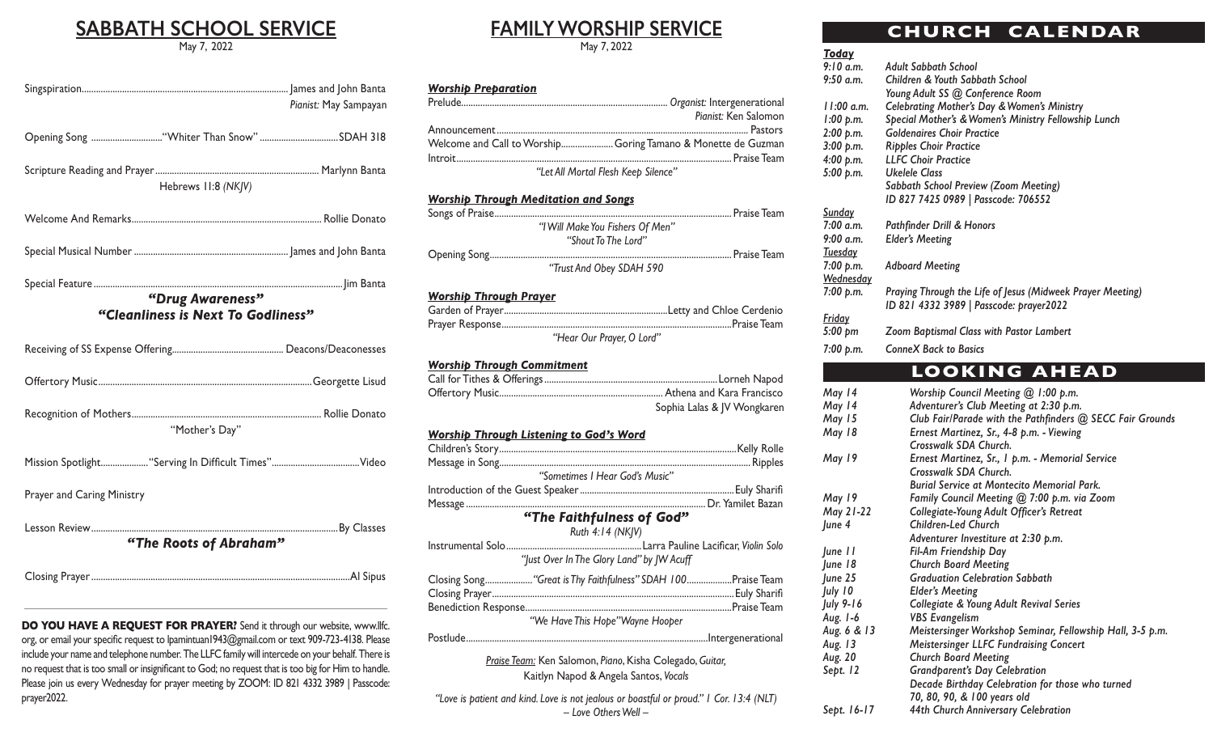# SABBATH SCHOOL SERVICE

May 7, 2022

Singspiration........................................................................................ James and John Banta
*Pianist:* May Sampayan

Opening Song ..............................."Whiter Than Snow" .................................SDAH 318

Scripture Reading and Prayer ..................................................................... Marlynn Banta
Hebrews 11:8 *(NKJV)*

Welcome And Remarks................................................................................. Rollie Donato

Special Musical Number .................................................................. James and John Banta

Special Feature........................................................................................................Jim Banta
***"Drug Awareness"***
***"Cleanliness is Next To Godliness"***

Receiving of SS Expense Offering................................................ Deacons/Deaconesses

Offertory Music..........................................................................................Georgette Lisud

Recognition of Mothers................................................................................. Rollie Donato
"Mother's Day"

Mission Spotlight...................."Serving In Difficult Times".....................................Video

Prayer and Caring Ministry

Lesson Review............................................................................................By Classes
***"The Roots of Abraham"***

Closing Prayer.............................................................................................................Al Sipus

---

**DO YOU HAVE A REQUEST FOR PRAYER?** Send it through our website, www.llfc.org, or email your specific request to lpamintuan1943@gmail.com or text 909-723-4138. Please include your name and telephone number. The LLFC family will intercede on your behalf. There is no request that is too small or insignificant to God; no request that is too big for Him to handle. Please join us every Wednesday for prayer meeting by ZOOM: ID 821 4332 3989 | Passcode: prayer2022.

# FAMILY WORSHIP SERVICE

May 7, 2022

***Worship Preparation***

Prelude....................................................................................... *Organist:* Intergenerational
*Pianist:* Ken Salomon

Announcement.......................................................................................................... Pastors

Welcome and Call to Worship......................Goring Tamano & Monette de Guzman

Introit.......................................................................................................... Praise Team
*"Let All Mortal Flesh Keep Silence"*

***Worship Through Meditation and Songs***

Songs of Praise.......................................................................................... Praise Team
*"I Will Make You Fishers Of Men"*
*"Shout To The Lord"*

Opening Song.......................................................................................... Praise Team
*"Trust And Obey SDAH 590*

***Worship Through Prayer***

Garden of Prayer.....................................................................Letty and Chloe Cerdenio

Prayer Response.........................................................................................Praise Team
*"Hear Our Prayer, O Lord"*

***Worship Through Commitment***

Call for Tithes & Offerings.........................................................................Lorneh Napod

Offertory Music..................................................................... Athena and Kara Francisco
Sophia Lalas & JV Wongkaren

***Worship Through Listening to God's Word***

Children's Story.....................................................................................................Kelly Rolle

Message in Song...................................................................................................... Ripples
*"Sometimes I Hear God's Music"*

Introduction of the Guest Speaker.................................................................Euly Sharifi

Message ................................................................................................. Dr. Yamilet Bazan
***"The Faithfulness of God"***
*Ruth 4:14 (NKJV)*

Instrumental Solo.........................................................Larra Pauline Lacificar, *Violin Solo*
*"Just Over In The Glory Land" by JW Acuff*

Closing Song...................*"Great is Thy Faithfulness" SDAH 100*...................Praise Team

Closing Prayer....................................................................................................Euly Sharifi

Benediction Response.......................................................................................Praise Team
*"We Have This Hope" Wayne Hooper*

Postlude....................................................................................................Intergenerational

Praise Team: Ken Salomon, *Piano*, Kisha Colegado, *Guitar,*
Kaitlyn Napod & Angela Santos, *Vocals*

*"Love is patient and kind. Love is not jealous or boastful or proud." 1 Cor. 13:4 (NLT)*
*– Love Others Well –*

# CHURCH CALENDAR

***Today***
*9:10 a.m.* *Adult Sabbath School*
*9:50 a.m.* *Children & Youth Sabbath School*
*Young Adult SS @ Conference Room*
*11:00 a.m.* *Celebrating Mother's Day & Women's Ministry*
*1:00 p.m.* *Special Mother's & Women's Ministry Fellowship Lunch*
*2:00 p.m.* *Goldenaires Choir Practice*
*3:00 p.m.* *Ripples Choir Practice*
*4:00 p.m.* *LLFC Choir Practice*
*5:00 p.m.* *Ukelele Class*
*Sabbath School Preview (Zoom Meeting)*
*ID 827 7425 0989 | Passcode: 706552*

***Sunday***
*7:00 a.m.* *Pathfinder Drill & Honors*
*9:00 a.m.* *Elder's Meeting*

***Tuesday***
*7:00 p.m.* *Adboard Meeting*

***Wednesday***
*7:00 p.m.* *Praying Through the Life of Jesus (Midweek Prayer Meeting)*
*ID 821 4332 3989 | Passcode: prayer2022*

***Friday***
*5:00 pm* *Zoom Baptismal Class with Pastor Lambert*
*7:00 p.m.* *ConneX Back to Basics*

## LOOKING AHEAD

*May 14* *Worship Council Meeting @ 1:00 p.m.*
*May 14* *Adventurer's Club Meeting at 2:30 p.m.*
*May 15* *Club Fair/Parade with the Pathfinders @ SECC Fair Grounds*
*May 18* *Ernest Martinez, Sr., 4-8 p.m. - Viewing*
*Crosswalk SDA Church.*
*May 19* *Ernest Martinez, Sr, 1 p.m. - Memorial Service*
*Crosswalk SDA Church.*
*Burial Service at Montecito Memorial Park.*
*May 19* *Family Council Meeting @ 7:00 p.m. via Zoom*
*May 21-22* *Collegiate-Young Adult Officer's Retreat*
*June 4* *Children-Led Church*
*Adventurer Investiture at 2:30 p.m.*
*June 11* *Fil-Am Friendship Day*
*June 18* *Church Board Meeting*
*June 25* *Graduation Celebration Sabbath*
*July 10* *Elder's Meeting*
*July 9-16* *Collegiate & Young Adult Revival Series*
*Aug. 1-6* *VBS Evangelism*
*Aug. 6 & 13* *Meistersinger Workshop Seminar, Fellowship Hall, 3-5 p.m.*
*Aug. 13* *Meistersinger LLFC Fundraising Concert*
*Aug. 20* *Church Board Meeting*
*Sept. 12* *Grandparent's Day Celebration*
*Decade Birthday Celebration for those who turned*
*70, 80, 90, & 100 years old*
*Sept. 16-17* *44th Church Anniversary Celebration*